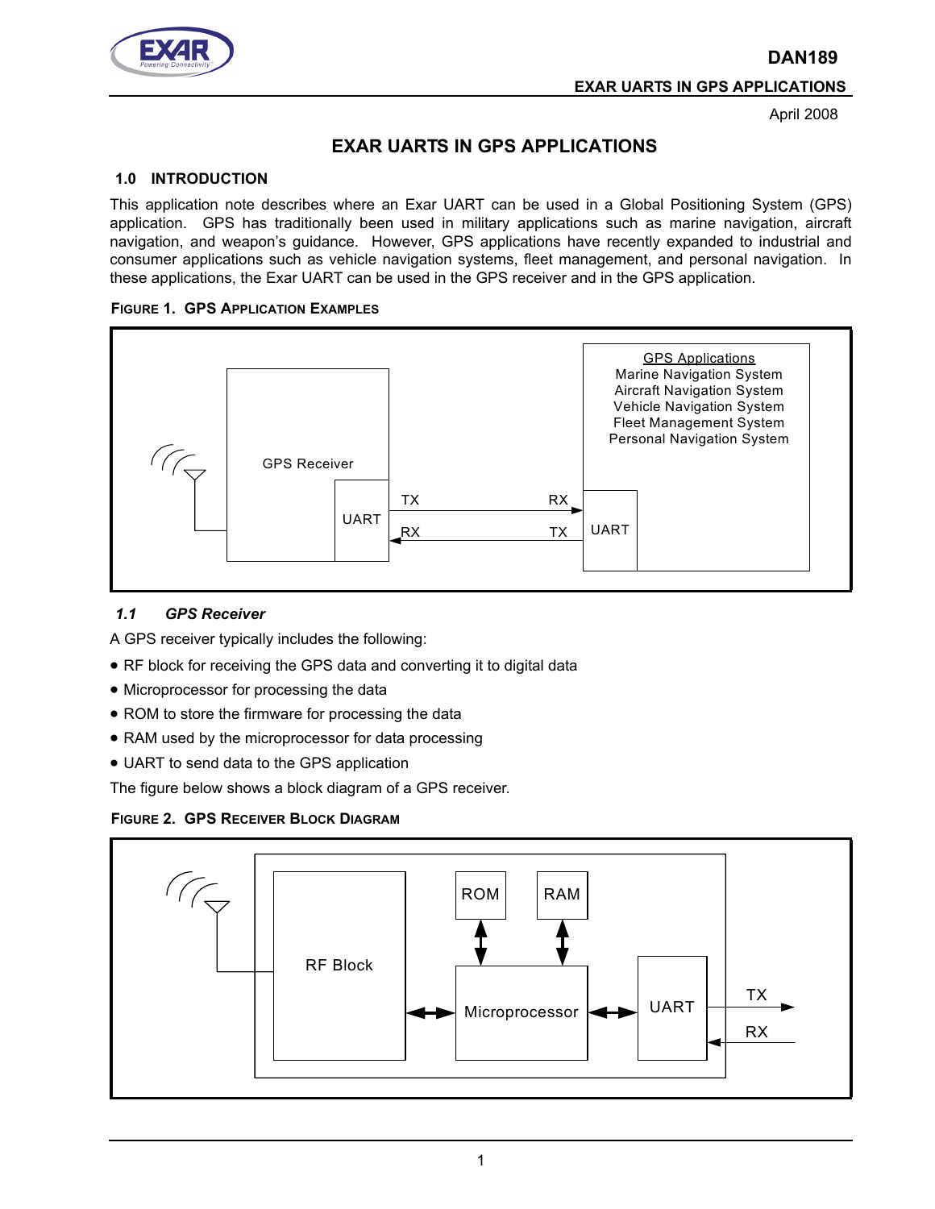# EXAR UARTS IN GPS APPLICATIONS

## 1.0 INTRODUCTION

This application note describes where an Exar UART can be used in a Global Positioning System (GPS) application. GPS has traditionally been used in military applications such as marine navigation, aircraft navigation, and weapon's guidance. However, GPS applications have recently expanded to industrial and consumer applications such as vehicle navigation systems, fleet management, and personal navigation. In these applications, the Exar UART can be used in the GPS receiver and in the GPS application.

**FIGURE 1. GPS APPLICATION EXAMPLES**

### *1.1 GPS Receiver*

A GPS receiver typically includes the following:

- RF block for receiving the GPS data and converting it to digital data
- Microprocessor for processing the data
- ROM to store the firmware for processing the data
- RAM used by the microprocessor for data processing
- UART to send data to the GPS application

The figure below shows a block diagram of a GPS receiver.

**FIGURE 2. GPS RECEIVER BLOCK DIAGRAM**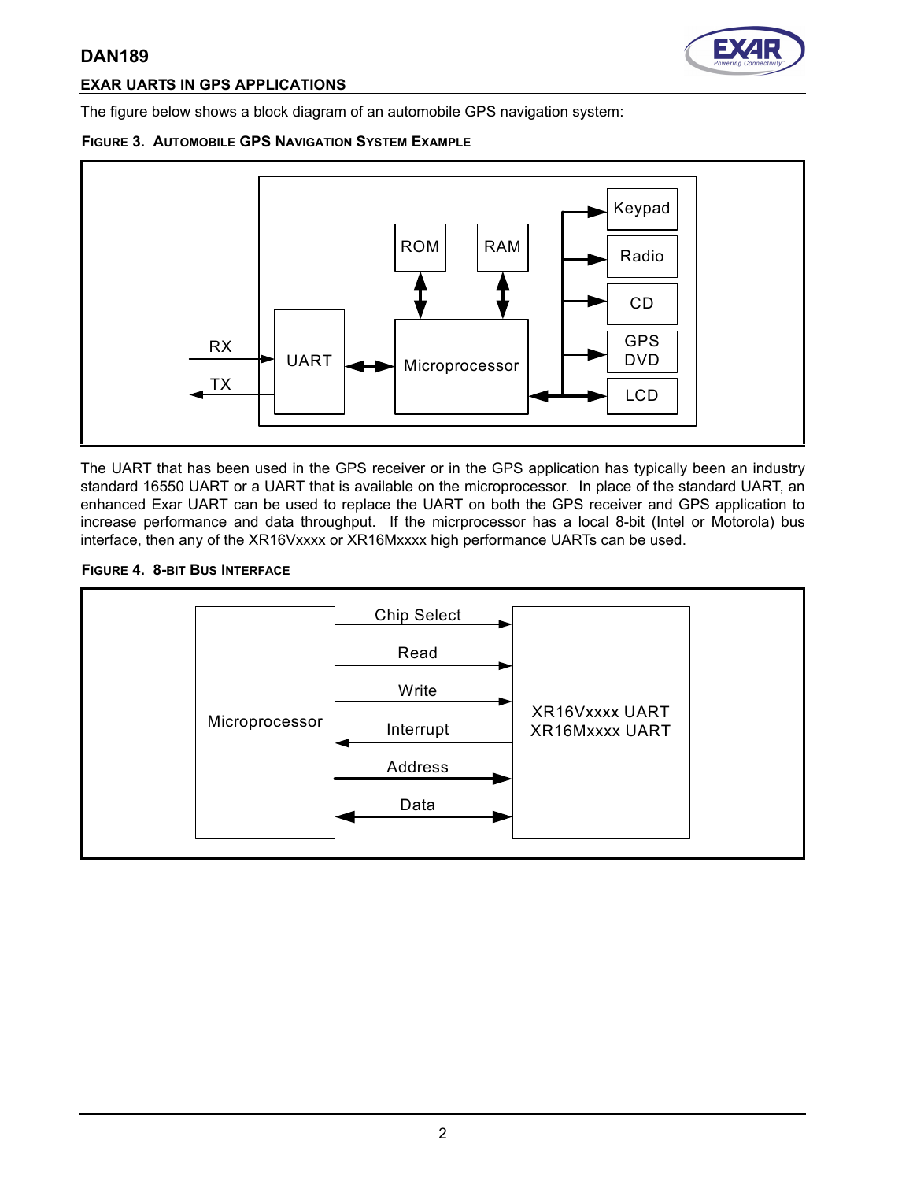## EXAR UARTS IN GPS APPLICATIONS

The figure below shows a block diagram of an automobile GPS navigation system:

**FIGURE 3. AUTOMOBILE GPS NAVIGATION SYSTEM EXAMPLE**

The UART that has been used in the GPS receiver or in the GPS application has typically been an industry standard 16550 UART or a UART that is available on the microprocessor. In place of the standard UART, an enhanced Exar UART can be used to replace the UART on both the GPS receiver and GPS application to increase performance and data throughput. If the micrprocessor has a local 8-bit (Intel or Motorola) bus interface, then any of the XR16Vxxxx or XR16Mxxxx high performance UARTs can be used.

**FIGURE 4. 8-BIT BUS INTERFACE**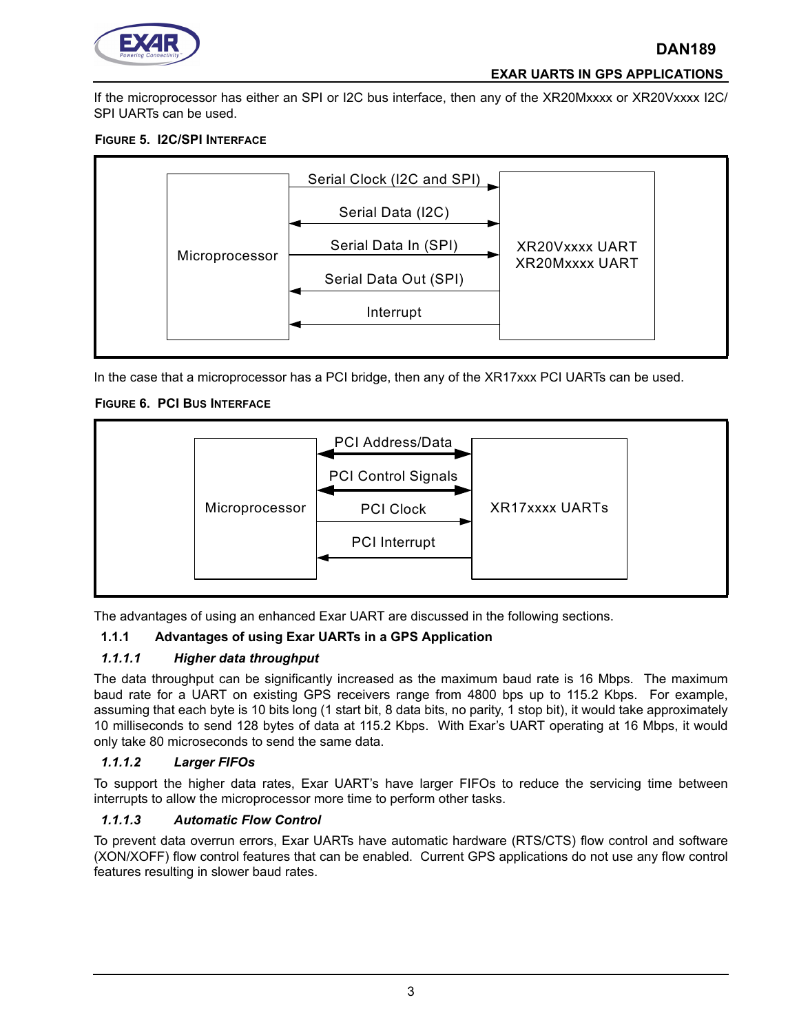If the microprocessor has either an SPI or I2C bus interface, then any of the XR20Mxxxx or XR20Vxxxx I2C/SPI UARTs can be used.

**FIGURE 5. I2C/SPI INTERFACE**

Microprocessor

Serial Clock (I2C and SPI)

Serial Data (I2C)

Serial Data In (SPI)

Serial Data Out (SPI)

Interrupt

XR20Vxxxx UART
XR20Mxxxx UART

In the case that a microprocessor has a PCI bridge, then any of the XR17xxx PCI UARTs can be used.

**FIGURE 6. PCI BUS INTERFACE**

Microprocessor

PCI Address/Data

PCI Control Signals

PCI Clock

PCI Interrupt

XR17xxxx UARTs

The advantages of using an enhanced Exar UART are discussed in the following sections.

### 1.1.1 Advantages of using Exar UARTs in a GPS Application

#### *1.1.1.1 Higher data throughput*

The data throughput can be significantly increased as the maximum baud rate is 16 Mbps. The maximum baud rate for a UART on existing GPS receivers range from 4800 bps up to 115.2 Kbps. For example, assuming that each byte is 10 bits long (1 start bit, 8 data bits, no parity, 1 stop bit), it would take approximately 10 milliseconds to send 128 bytes of data at 115.2 Kbps. With Exar's UART operating at 16 Mbps, it would only take 80 microseconds to send the same data.

#### *1.1.1.2 Larger FIFOs*

To support the higher data rates, Exar UART's have larger FIFOs to reduce the servicing time between interrupts to allow the microprocessor more time to perform other tasks.

#### *1.1.1.3 Automatic Flow Control*

To prevent data overrun errors, Exar UARTs have automatic hardware (RTS/CTS) flow control and software (XON/XOFF) flow control features that can be enabled. Current GPS applications do not use any flow control features resulting in slower baud rates.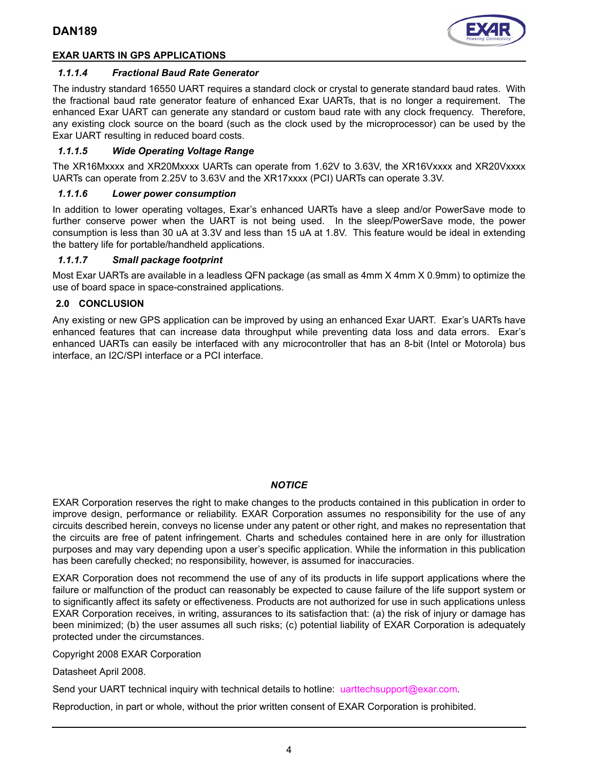#### *1.1.1.4 Fractional Baud Rate Generator*

The industry standard 16550 UART requires a standard clock or crystal to generate standard baud rates. With the fractional baud rate generator feature of enhanced Exar UARTs, that is no longer a requirement. The enhanced Exar UART can generate any standard or custom baud rate with any clock frequency. Therefore, any existing clock source on the board (such as the clock used by the microprocessor) can be used by the Exar UART resulting in reduced board costs.

#### *1.1.1.5 Wide Operating Voltage Range*

The XR16Mxxxx and XR20Mxxxx UARTs can operate from 1.62V to 3.63V, the XR16Vxxxx and XR20Vxxxx UARTs can operate from 2.25V to 3.63V and the XR17xxxx (PCI) UARTs can operate 3.3V.

#### *1.1.1.6 Lower power consumption*

In addition to lower operating voltages, Exar's enhanced UARTs have a sleep and/or PowerSave mode to further conserve power when the UART is not being used. In the sleep/PowerSave mode, the power consumption is less than 30 uA at 3.3V and less than 15 uA at 1.8V. This feature would be ideal in extending the battery life for portable/handheld applications.

#### *1.1.1.7 Small package footprint*

Most Exar UARTs are available in a leadless QFN package (as small as 4mm X 4mm X 0.9mm) to optimize the use of board space in space-constrained applications.

## 2.0 CONCLUSION

Any existing or new GPS application can be improved by using an enhanced Exar UART. Exar's UARTs have enhanced features that can increase data throughput while preventing data loss and data errors. Exar's enhanced UARTs can easily be interfaced with any microcontroller that has an 8-bit (Intel or Motorola) bus interface, an I2C/SPI interface or a PCI interface.

***NOTICE***

EXAR Corporation reserves the right to make changes to the products contained in this publication in order to improve design, performance or reliability. EXAR Corporation assumes no responsibility for the use of any circuits described herein, conveys no license under any patent or other right, and makes no representation that the circuits are free of patent infringement. Charts and schedules contained here in are only for illustration purposes and may vary depending upon a user's specific application. While the information in this publication has been carefully checked; no responsibility, however, is assumed for inaccuracies.

EXAR Corporation does not recommend the use of any of its products in life support applications where the failure or malfunction of the product can reasonably be expected to cause failure of the life support system or to significantly affect its safety or effectiveness. Products are not authorized for use in such applications unless EXAR Corporation receives, in writing, assurances to its satisfaction that: (a) the risk of injury or damage has been minimized; (b) the user assumes all such risks; (c) potential liability of EXAR Corporation is adequately protected under the circumstances.

Copyright 2008 EXAR Corporation

Datasheet April 2008.

Send your UART technical inquiry with technical details to hotline: uarttechsupport@exar.com.

Reproduction, in part or whole, without the prior written consent of EXAR Corporation is prohibited.